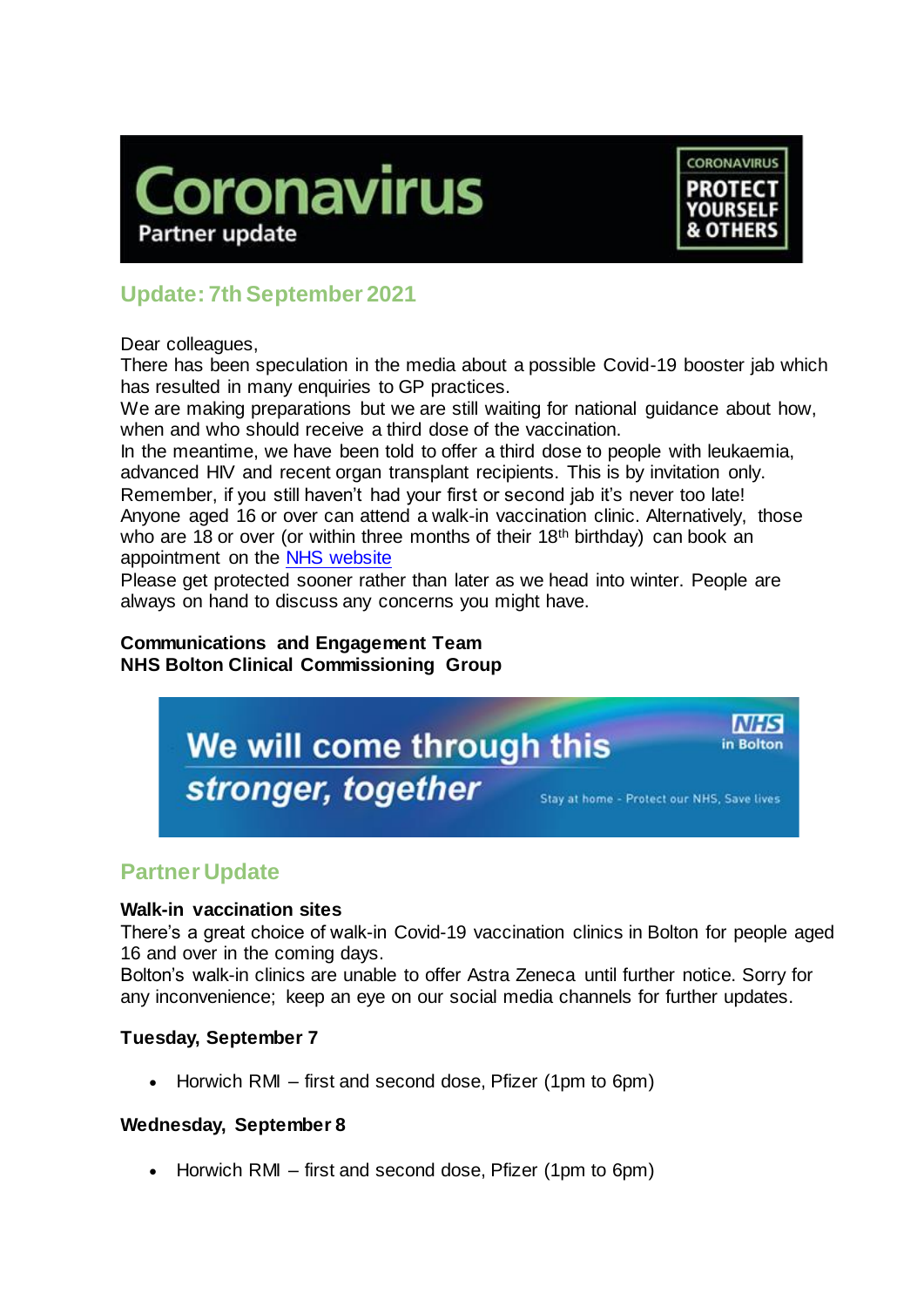# Coronavirus

Partner update

CORONAVIRUS PROTECT YOURSELF & OTHERS

## Update: 7th September 2021

Dear colleagues,

There has been speculation in the media about a possible Covid-19 booster jab which has resulted in many enquiries to GP practices.

We are making preparations but we are still waiting for national guidance about how, when and who should receive a third dose of the vaccination.

In the meantime, we have been told to offer a third dose to people with leukaemia, advanced HIV and recent organ transplant recipients. This is by invitation only.

Remember, if you still haven't had your first or second jab it's never too late!

Anyone aged 16 or over can attend a walk-in vaccination clinic. Alternatively, those who are 18 or over (or within three months of their 18th birthday) can book an appointment on the NHS website

Please get protected sooner rather than later as we head into winter. People are always on hand to discuss any concerns you might have.

**Communications and Engagement Team**
**NHS Bolton Clinical Commissioning Group**

We will come through this *stronger, together*

NHS in Bolton

Stay at home - Protect our NHS, Save lives

## Partner Update

**Walk-in vaccination sites**

There's a great choice of walk-in Covid-19 vaccination clinics in Bolton for people aged 16 and over in the coming days.

Bolton's walk-in clinics are unable to offer Astra Zeneca until further notice. Sorry for any inconvenience; keep an eye on our social media channels for further updates.

**Tuesday, September 7**

- Horwich RMI – first and second dose, Pfizer (1pm to 6pm)

**Wednesday, September 8**

- Horwich RMI – first and second dose, Pfizer (1pm to 6pm)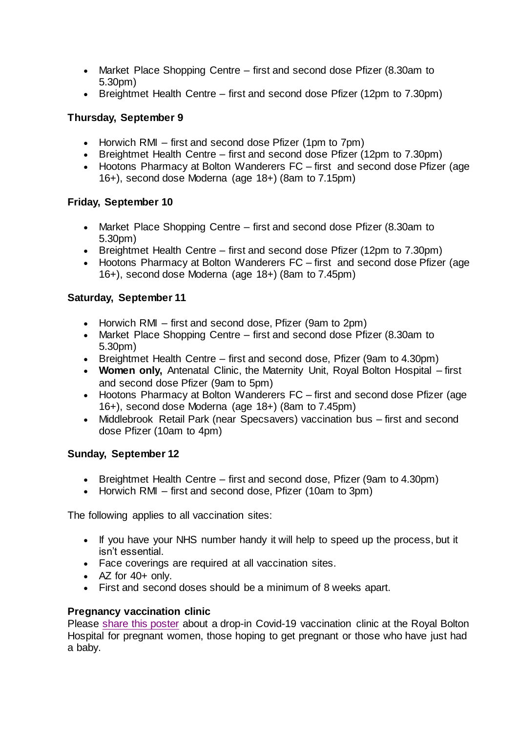- Market Place Shopping Centre – first and second dose Pfizer (8.30am to 5.30pm)
- Breightmet Health Centre – first and second dose Pfizer (12pm to 7.30pm)

**Thursday, September 9**

- Horwich RMI – first and second dose Pfizer (1pm to 7pm)
- Breightmet Health Centre – first and second dose Pfizer (12pm to 7.30pm)
- Hootons Pharmacy at Bolton Wanderers FC – first and second dose Pfizer (age 16+), second dose Moderna (age 18+) (8am to 7.15pm)

**Friday, September 10**

- Market Place Shopping Centre – first and second dose Pfizer (8.30am to 5.30pm)
- Breightmet Health Centre – first and second dose Pfizer (12pm to 7.30pm)
- Hootons Pharmacy at Bolton Wanderers FC – first and second dose Pfizer (age 16+), second dose Moderna (age 18+) (8am to 7.45pm)

**Saturday, September 11**

- Horwich RMI – first and second dose, Pfizer (9am to 2pm)
- Market Place Shopping Centre – first and second dose Pfizer (8.30am to 5.30pm)
- Breightmet Health Centre – first and second dose, Pfizer (9am to 4.30pm)
- **Women only,** Antenatal Clinic, the Maternity Unit, Royal Bolton Hospital – first and second dose Pfizer (9am to 5pm)
- Hootons Pharmacy at Bolton Wanderers FC – first and second dose Pfizer (age 16+), second dose Moderna (age 18+) (8am to 7.45pm)
- Middlebrook Retail Park (near Specsavers) vaccination bus – first and second dose Pfizer (10am to 4pm)

**Sunday, September 12**

- Breightmet Health Centre – first and second dose, Pfizer (9am to 4.30pm)
- Horwich RMI – first and second dose, Pfizer (10am to 3pm)

The following applies to all vaccination sites:

- If you have your NHS number handy it will help to speed up the process, but it isn't essential.
- Face coverings are required at all vaccination sites.
- AZ for 40+ only.
- First and second doses should be a minimum of 8 weeks apart.

**Pregnancy vaccination clinic**

Please share this poster about a drop-in Covid-19 vaccination clinic at the Royal Bolton Hospital for pregnant women, those hoping to get pregnant or those who have just had a baby.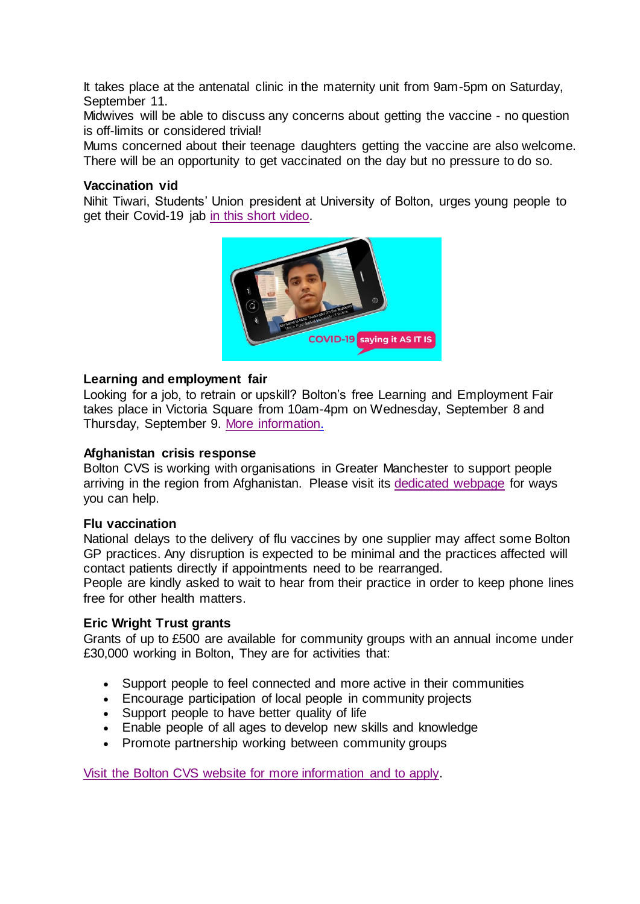It takes place at the antenatal clinic in the maternity unit from 9am-5pm on Saturday, September 11.

Midwives will be able to discuss any concerns about getting the vaccine - no question is off-limits or considered trivial!

Mums concerned about their teenage daughters getting the vaccine are also welcome. There will be an opportunity to get vaccinated on the day but no pressure to do so.

**Vaccination vid**

Nihit Tiwari, Students' Union president at University of Bolton, urges young people to get their Covid-19 jab [in this short video](#).

**Learning and employment fair**

Looking for a job, to retrain or upskill? Bolton's free Learning and Employment Fair takes place in Victoria Square from 10am-4pm on Wednesday, September 8 and Thursday, September 9. [More information.](#)

**Afghanistan crisis response**

Bolton CVS is working with organisations in Greater Manchester to support people arriving in the region from Afghanistan. Please visit its [dedicated webpage](#) for ways you can help.

**Flu vaccination**

National delays to the delivery of flu vaccines by one supplier may affect some Bolton GP practices. Any disruption is expected to be minimal and the practices affected will contact patients directly if appointments need to be rearranged.

People are kindly asked to wait to hear from their practice in order to keep phone lines free for other health matters.

**Eric Wright Trust grants**

Grants of up to £500 are available for community groups with an annual income under £30,000 working in Bolton, They are for activities that:

- Support people to feel connected and more active in their communities
- Encourage participation of local people in community projects
- Support people to have better quality of life
- Enable people of all ages to develop new skills and knowledge
- Promote partnership working between community groups

[Visit the Bolton CVS website for more information and to apply](#).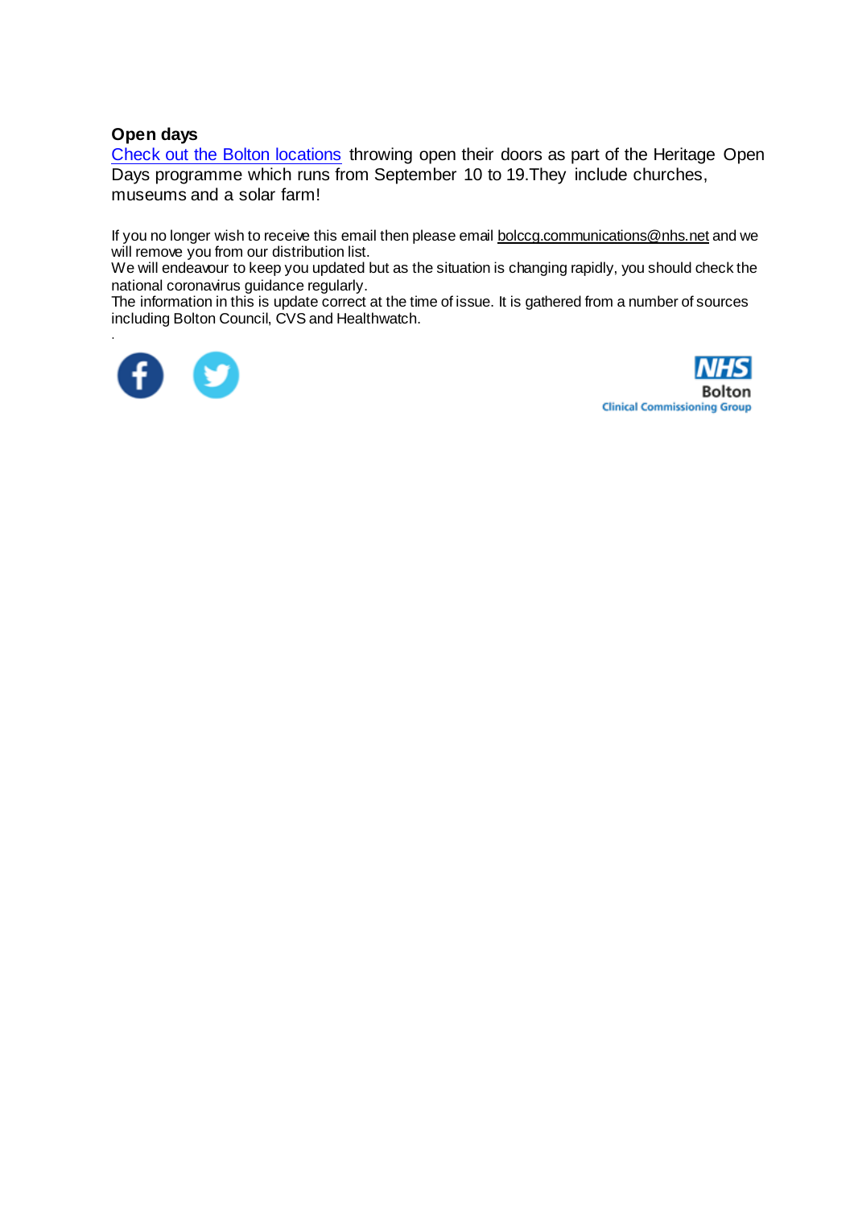**Open days**

Check out the Bolton locations throwing open their doors as part of the Heritage Open Days programme which runs from September 10 to 19.They include churches, museums and a solar farm!

If you no longer wish to receive this email then please email bolccg.communications@nhs.net and we will remove you from our distribution list.
We will endeavour to keep you updated but as the situation is changing rapidly, you should check the national coronavirus guidance regularly.
The information in this is update correct at the time of issue. It is gathered from a number of sources including Bolton Council, CVS and Healthwatch.

.

NHS
Bolton
Clinical Commissioning Group